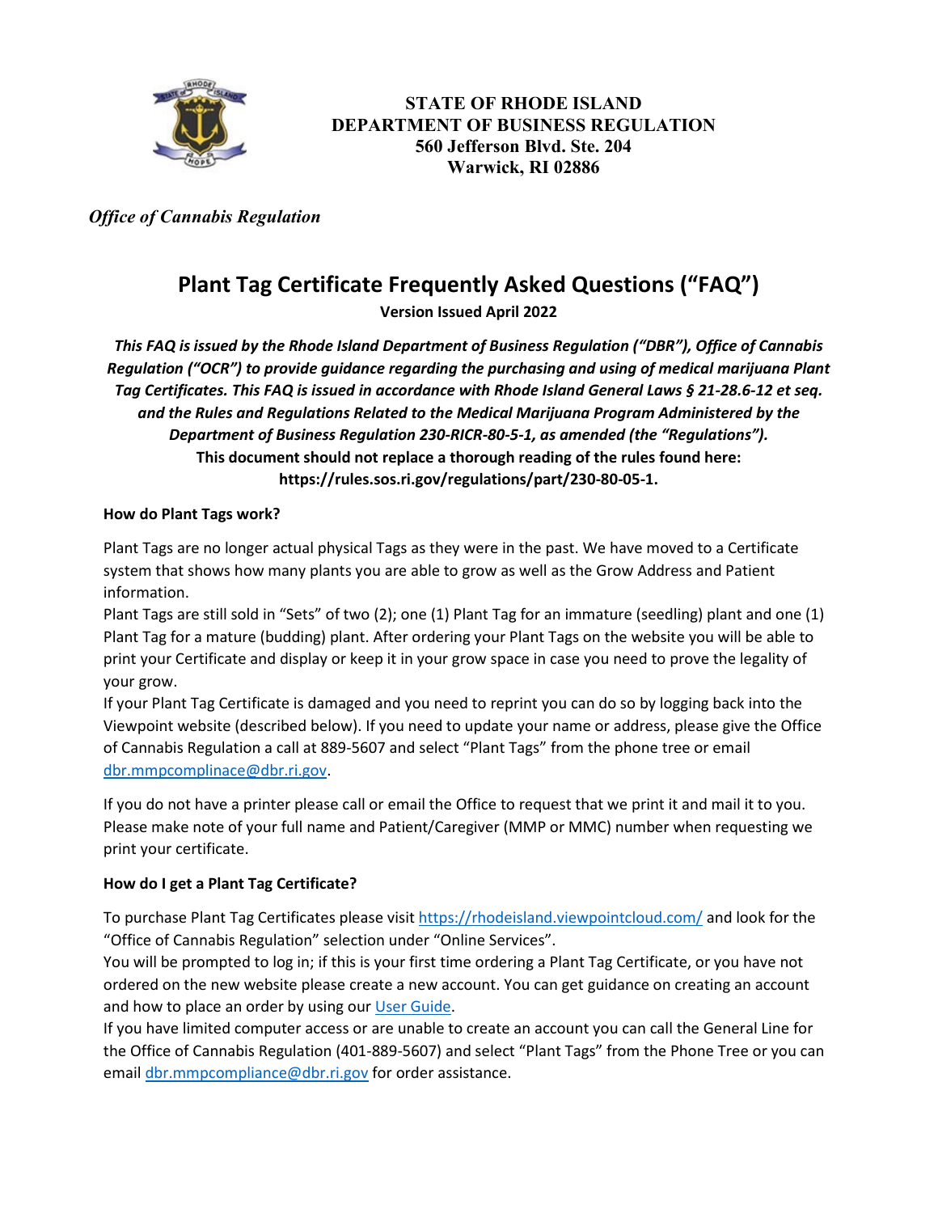**STATE OF RHODE ISLAND**
**DEPARTMENT OF BUSINESS REGULATION**
**560 Jefferson Blvd. Ste. 204**
**Warwick, RI 02886**

*Office of Cannabis Regulation*

# Plant Tag Certificate Frequently Asked Questions ("FAQ")

**Version Issued April 2022**

***This FAQ is issued by the Rhode Island Department of Business Regulation ("DBR"), Office of Cannabis Regulation ("OCR") to provide guidance regarding the purchasing and using of medical marijuana Plant Tag Certificates. This FAQ is issued in accordance with Rhode Island General Laws § 21-28.6-12 et seq. and the Rules and Regulations Related to the Medical Marijuana Program Administered by the Department of Business Regulation 230-RICR-80-5-1, as amended (the "Regulations").***
**This document should not replace a thorough reading of the rules found here: https://rules.sos.ri.gov/regulations/part/230-80-05-1.**

### How do Plant Tags work?

Plant Tags are no longer actual physical Tags as they were in the past. We have moved to a Certificate system that shows how many plants you are able to grow as well as the Grow Address and Patient information.

Plant Tags are still sold in "Sets" of two (2); one (1) Plant Tag for an immature (seedling) plant and one (1) Plant Tag for a mature (budding) plant. After ordering your Plant Tags on the website you will be able to print your Certificate and display or keep it in your grow space in case you need to prove the legality of your grow.

If your Plant Tag Certificate is damaged and you need to reprint you can do so by logging back into the Viewpoint website (described below). If you need to update your name or address, please give the Office of Cannabis Regulation a call at 889-5607 and select "Plant Tags" from the phone tree or email dbr.mmpcomplinace@dbr.ri.gov.

If you do not have a printer please call or email the Office to request that we print it and mail it to you. Please make note of your full name and Patient/Caregiver (MMP or MMC) number when requesting we print your certificate.

### How do I get a Plant Tag Certificate?

To purchase Plant Tag Certificates please visit https://rhodeisland.viewpointcloud.com/ and look for the "Office of Cannabis Regulation" selection under "Online Services".

You will be prompted to log in; if this is your first time ordering a Plant Tag Certificate, or you have not ordered on the new website please create a new account. You can get guidance on creating an account and how to place an order by using our User Guide.

If you have limited computer access or are unable to create an account you can call the General Line for the Office of Cannabis Regulation (401-889-5607) and select "Plant Tags" from the Phone Tree or you can email dbr.mmpcompliance@dbr.ri.gov for order assistance.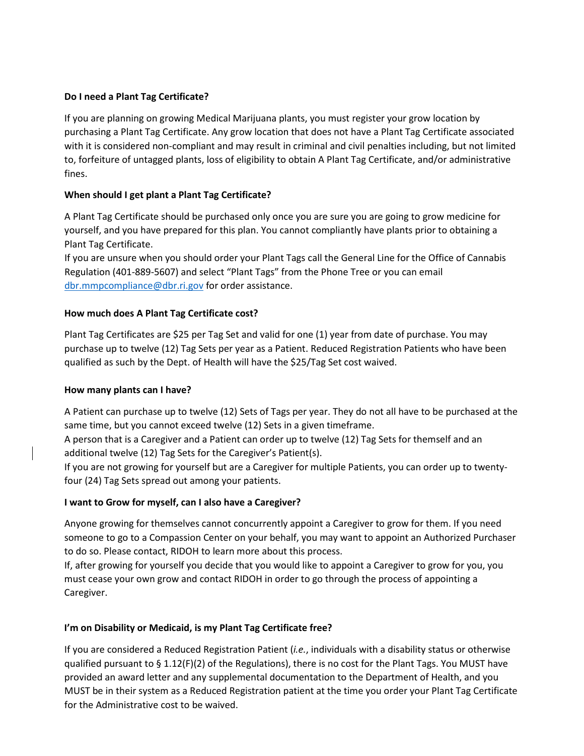**Do I need a Plant Tag Certificate?**

If you are planning on growing Medical Marijuana plants, you must register your grow location by purchasing a Plant Tag Certificate. Any grow location that does not have a Plant Tag Certificate associated with it is considered non-compliant and may result in criminal and civil penalties including, but not limited to, forfeiture of untagged plants, loss of eligibility to obtain A Plant Tag Certificate, and/or administrative fines.

**When should I get plant a Plant Tag Certificate?**

A Plant Tag Certificate should be purchased only once you are sure you are going to grow medicine for yourself, and you have prepared for this plan. You cannot compliantly have plants prior to obtaining a Plant Tag Certificate.

If you are unsure when you should order your Plant Tags call the General Line for the Office of Cannabis Regulation (401-889-5607) and select "Plant Tags" from the Phone Tree or you can email dbr.mmpcompliance@dbr.ri.gov for order assistance.

**How much does A Plant Tag Certificate cost?**

Plant Tag Certificates are $25 per Tag Set and valid for one (1) year from date of purchase. You may purchase up to twelve (12) Tag Sets per year as a Patient. Reduced Registration Patients who have been qualified as such by the Dept. of Health will have the $25/Tag Set cost waived.

**How many plants can I have?**

A Patient can purchase up to twelve (12) Sets of Tags per year. They do not all have to be purchased at the same time, but you cannot exceed twelve (12) Sets in a given timeframe.

A person that is a Caregiver and a Patient can order up to twelve (12) Tag Sets for themself and an additional twelve (12) Tag Sets for the Caregiver's Patient(s).

If you are not growing for yourself but are a Caregiver for multiple Patients, you can order up to twenty-four (24) Tag Sets spread out among your patients.

**I want to Grow for myself, can I also have a Caregiver?**

Anyone growing for themselves cannot concurrently appoint a Caregiver to grow for them. If you need someone to go to a Compassion Center on your behalf, you may want to appoint an Authorized Purchaser to do so. Please contact, RIDOH to learn more about this process.

If, after growing for yourself you decide that you would like to appoint a Caregiver to grow for you, you must cease your own grow and contact RIDOH in order to go through the process of appointing a Caregiver.

**I'm on Disability or Medicaid, is my Plant Tag Certificate free?**

If you are considered a Reduced Registration Patient (*i.e.*, individuals with a disability status or otherwise qualified pursuant to § 1.12(F)(2) of the Regulations), there is no cost for the Plant Tags. You MUST have provided an award letter and any supplemental documentation to the Department of Health, and you MUST be in their system as a Reduced Registration patient at the time you order your Plant Tag Certificate for the Administrative cost to be waived.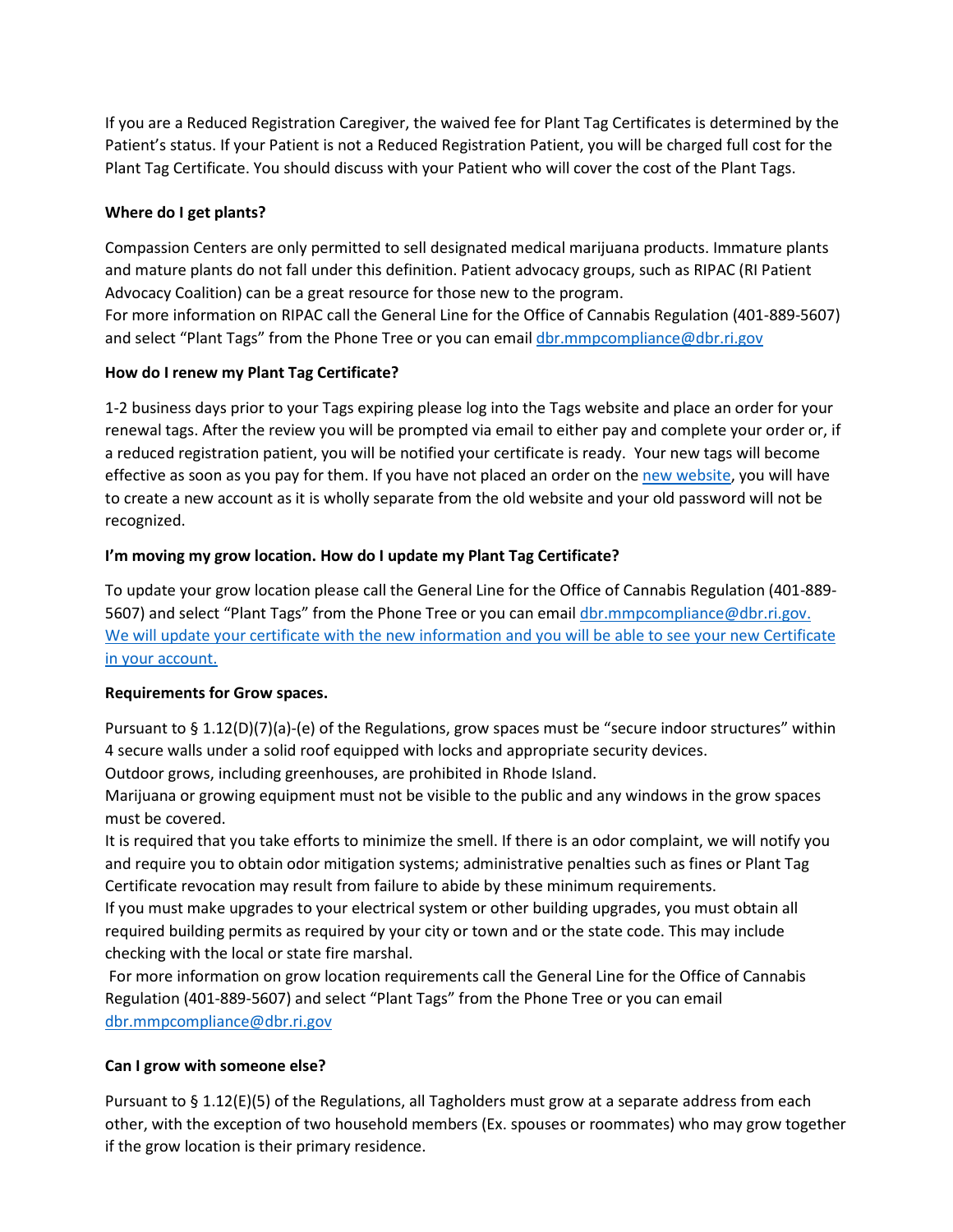If you are a Reduced Registration Caregiver, the waived fee for Plant Tag Certificates is determined by the Patient's status. If your Patient is not a Reduced Registration Patient, you will be charged full cost for the Plant Tag Certificate. You should discuss with your Patient who will cover the cost of the Plant Tags.

**Where do I get plants?**

Compassion Centers are only permitted to sell designated medical marijuana products. Immature plants and mature plants do not fall under this definition. Patient advocacy groups, such as RIPAC (RI Patient Advocacy Coalition) can be a great resource for those new to the program.
For more information on RIPAC call the General Line for the Office of Cannabis Regulation (401-889-5607) and select "Plant Tags" from the Phone Tree or you can email dbr.mmpcompliance@dbr.ri.gov

**How do I renew my Plant Tag Certificate?**

1-2 business days prior to your Tags expiring please log into the Tags website and place an order for your renewal tags. After the review you will be prompted via email to either pay and complete your order or, if a reduced registration patient, you will be notified your certificate is ready. Your new tags will become effective as soon as you pay for them. If you have not placed an order on the new website, you will have to create a new account as it is wholly separate from the old website and your old password will not be recognized.

**I'm moving my grow location. How do I update my Plant Tag Certificate?**

To update your grow location please call the General Line for the Office of Cannabis Regulation (401-889-5607) and select "Plant Tags" from the Phone Tree or you can email dbr.mmpcompliance@dbr.ri.gov. We will update your certificate with the new information and you will be able to see your new Certificate in your account.

**Requirements for Grow spaces.**

Pursuant to § 1.12(D)(7)(a)-(e) of the Regulations, grow spaces must be "secure indoor structures" within 4 secure walls under a solid roof equipped with locks and appropriate security devices.
Outdoor grows, including greenhouses, are prohibited in Rhode Island.
Marijuana or growing equipment must not be visible to the public and any windows in the grow spaces must be covered.
It is required that you take efforts to minimize the smell. If there is an odor complaint, we will notify you and require you to obtain odor mitigation systems; administrative penalties such as fines or Plant Tag Certificate revocation may result from failure to abide by these minimum requirements.
If you must make upgrades to your electrical system or other building upgrades, you must obtain all required building permits as required by your city or town and or the state code. This may include checking with the local or state fire marshal.
For more information on grow location requirements call the General Line for the Office of Cannabis Regulation (401-889-5607) and select "Plant Tags" from the Phone Tree or you can email dbr.mmpcompliance@dbr.ri.gov

**Can I grow with someone else?**

Pursuant to § 1.12(E)(5) of the Regulations, all Tagholders must grow at a separate address from each other, with the exception of two household members (Ex. spouses or roommates) who may grow together if the grow location is their primary residence.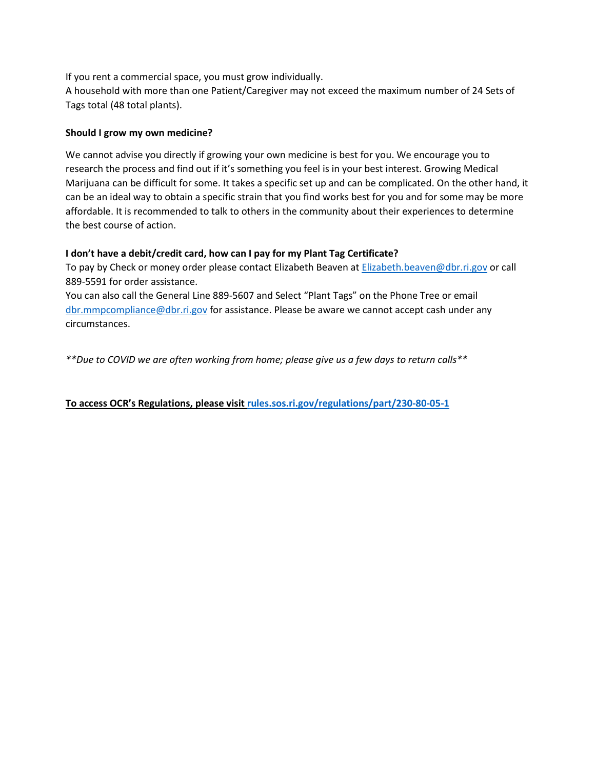If you rent a commercial space, you must grow individually.
A household with more than one Patient/Caregiver may not exceed the maximum number of 24 Sets of Tags total (48 total plants).

**Should I grow my own medicine?**

We cannot advise you directly if growing your own medicine is best for you. We encourage you to research the process and find out if it's something you feel is in your best interest. Growing Medical Marijuana can be difficult for some. It takes a specific set up and can be complicated. On the other hand, it can be an ideal way to obtain a specific strain that you find works best for you and for some may be more affordable. It is recommended to talk to others in the community about their experiences to determine the best course of action.

**I don't have a debit/credit card, how can I pay for my Plant Tag Certificate?**

To pay by Check or money order please contact Elizabeth Beaven at Elizabeth.beaven@dbr.ri.gov or call 889-5591 for order assistance.
You can also call the General Line 889-5607 and Select "Plant Tags" on the Phone Tree or email dbr.mmpcompliance@dbr.ri.gov for assistance. Please be aware we cannot accept cash under any circumstances.

*\*\*Due to COVID we are often working from home; please give us a few days to return calls\*\**

**To access OCR's Regulations, please visit rules.sos.ri.gov/regulations/part/230-80-05-1**